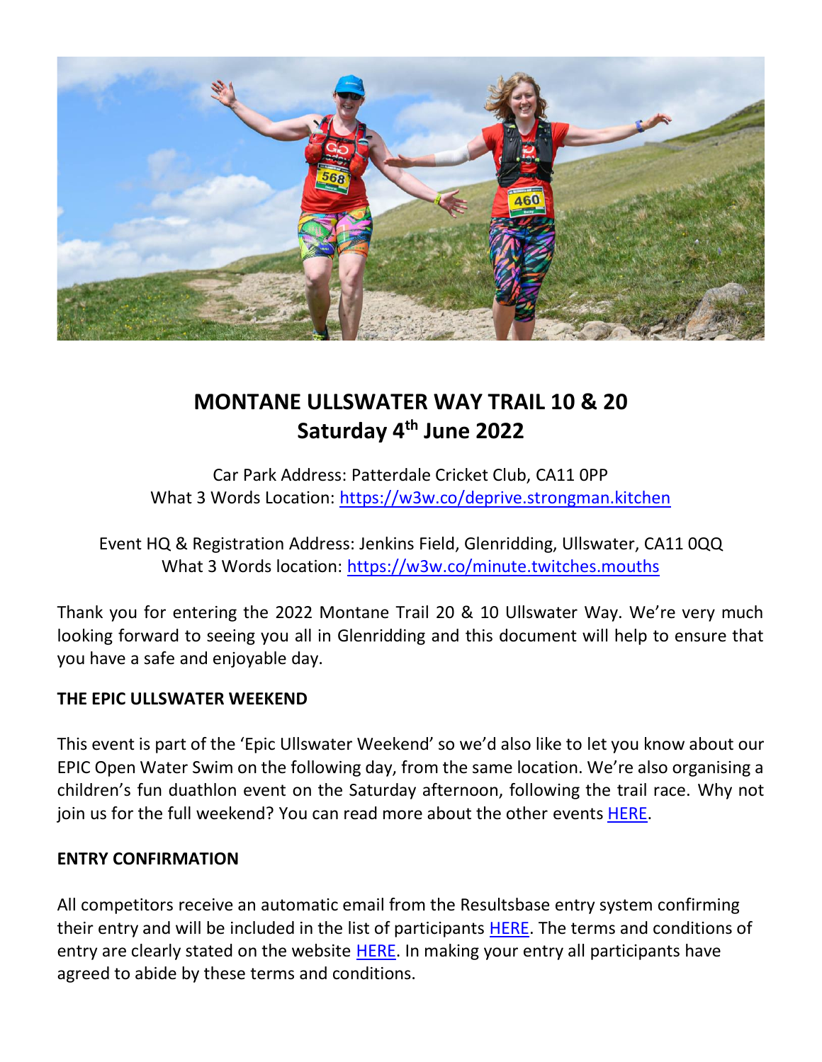# MONTANE ULLSWATER WAY TRAIL 10 & 20
## Saturday 4th June 2022

Car Park Address: Patterdale Cricket Club, CA11 0PP
What 3 Words Location: https://w3w.co/deprive.strongman.kitchen

Event HQ & Registration Address: Jenkins Field, Glenridding, Ullswater, CA11 0QQ
What 3 Words location: https://w3w.co/minute.twitches.mouths

Thank you for entering the 2022 Montane Trail 20 & 10 Ullswater Way. We're very much looking forward to seeing you all in Glenridding and this document will help to ensure that you have a safe and enjoyable day.

**THE EPIC ULLSWATER WEEKEND**

This event is part of the 'Epic Ullswater Weekend' so we'd also like to let you know about our EPIC Open Water Swim on the following day, from the same location. We're also organising a children's fun duathlon event on the Saturday afternoon, following the trail race. Why not join us for the full weekend? You can read more about the other events HERE.

**ENTRY CONFIRMATION**

All competitors receive an automatic email from the Resultsbase entry system confirming their entry and will be included in the list of participants HERE. The terms and conditions of entry are clearly stated on the website HERE. In making your entry all participants have agreed to abide by these terms and conditions.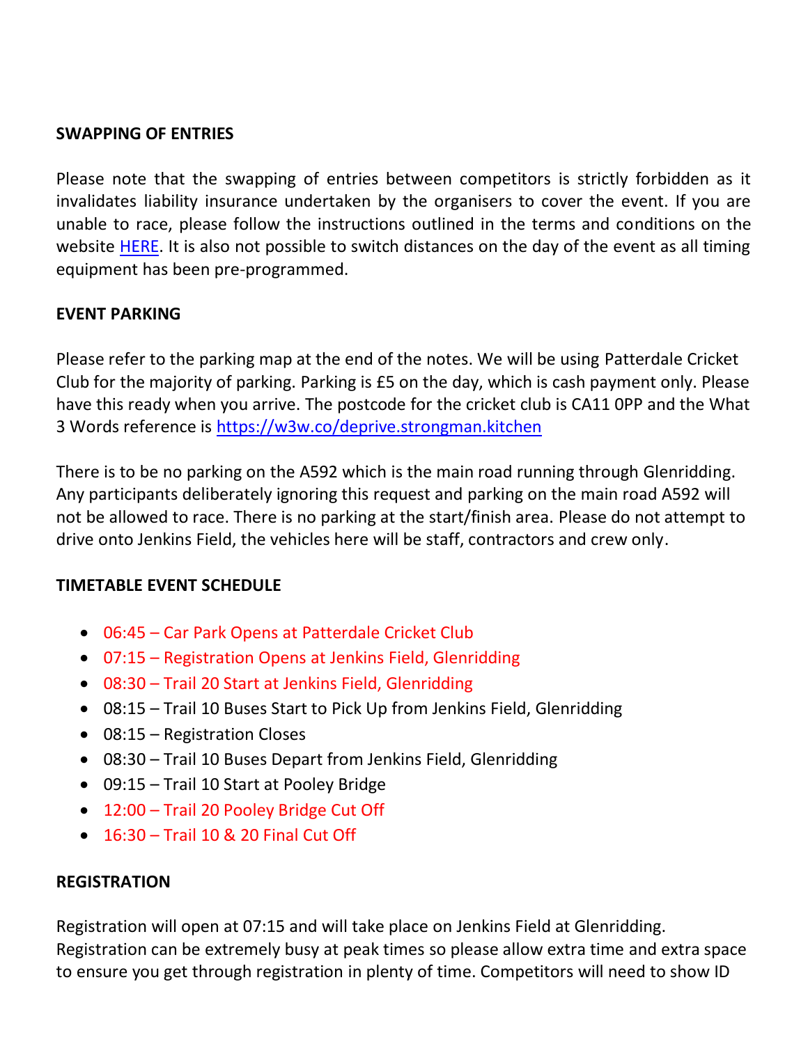**SWAPPING OF ENTRIES**

Please note that the swapping of entries between competitors is strictly forbidden as it invalidates liability insurance undertaken by the organisers to cover the event. If you are unable to race, please follow the instructions outlined in the terms and conditions on the website [HERE](). It is also not possible to switch distances on the day of the event as all timing equipment has been pre-programmed.

**EVENT PARKING**

Please refer to the parking map at the end of the notes. We will be using Patterdale Cricket Club for the majority of parking. Parking is £5 on the day, which is cash payment only. Please have this ready when you arrive. The postcode for the cricket club is CA11 0PP and the What 3 Words reference is https://w3w.co/deprive.strongman.kitchen

There is to be no parking on the A592 which is the main road running through Glenridding. Any participants deliberately ignoring this request and parking on the main road A592 will not be allowed to race. There is no parking at the start/finish area. Please do not attempt to drive onto Jenkins Field, the vehicles here will be staff, contractors and crew only.

**TIMETABLE EVENT SCHEDULE**

- 06:45 – Car Park Opens at Patterdale Cricket Club
- 07:15 – Registration Opens at Jenkins Field, Glenridding
- 08:30 – Trail 20 Start at Jenkins Field, Glenridding
- 08:15 – Trail 10 Buses Start to Pick Up from Jenkins Field, Glenridding
- 08:15 – Registration Closes
- 08:30 – Trail 10 Buses Depart from Jenkins Field, Glenridding
- 09:15 – Trail 10 Start at Pooley Bridge
- 12:00 – Trail 20 Pooley Bridge Cut Off
- 16:30 – Trail 10 & 20 Final Cut Off

**REGISTRATION**

Registration will open at 07:15 and will take place on Jenkins Field at Glenridding. Registration can be extremely busy at peak times so please allow extra time and extra space to ensure you get through registration in plenty of time. Competitors will need to show ID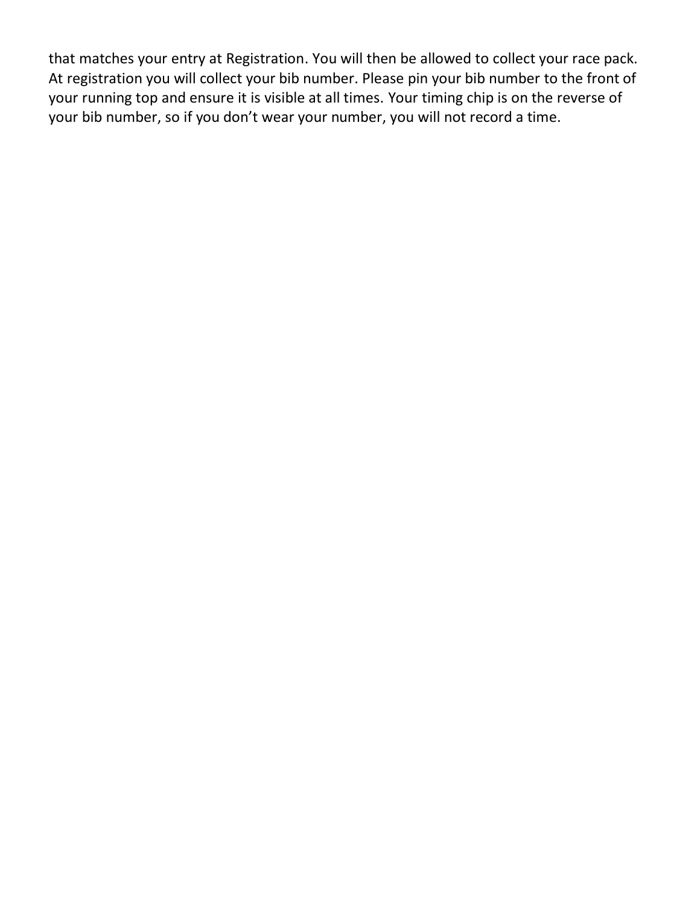that matches your entry at Registration. You will then be allowed to collect your race pack. At registration you will collect your bib number. Please pin your bib number to the front of your running top and ensure it is visible at all times. Your timing chip is on the reverse of your bib number, so if you don't wear your number, you will not record a time.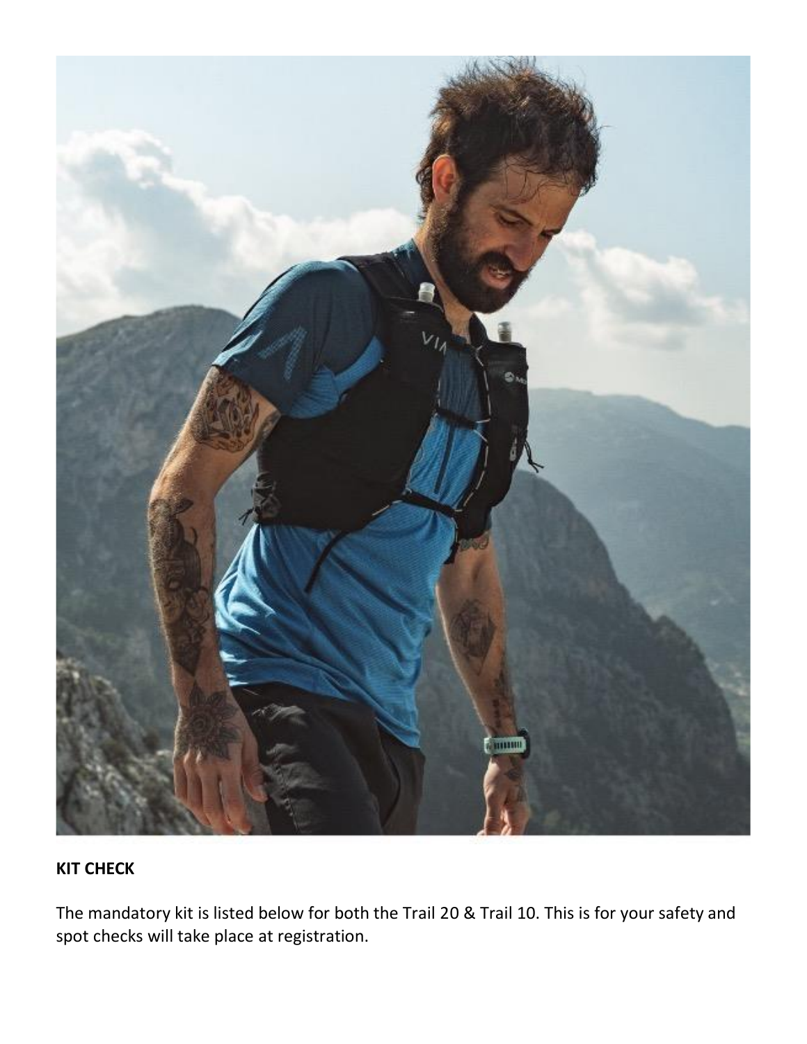**KIT CHECK**

The mandatory kit is listed below for both the Trail 20 & Trail 10. This is for your safety and spot checks will take place at registration.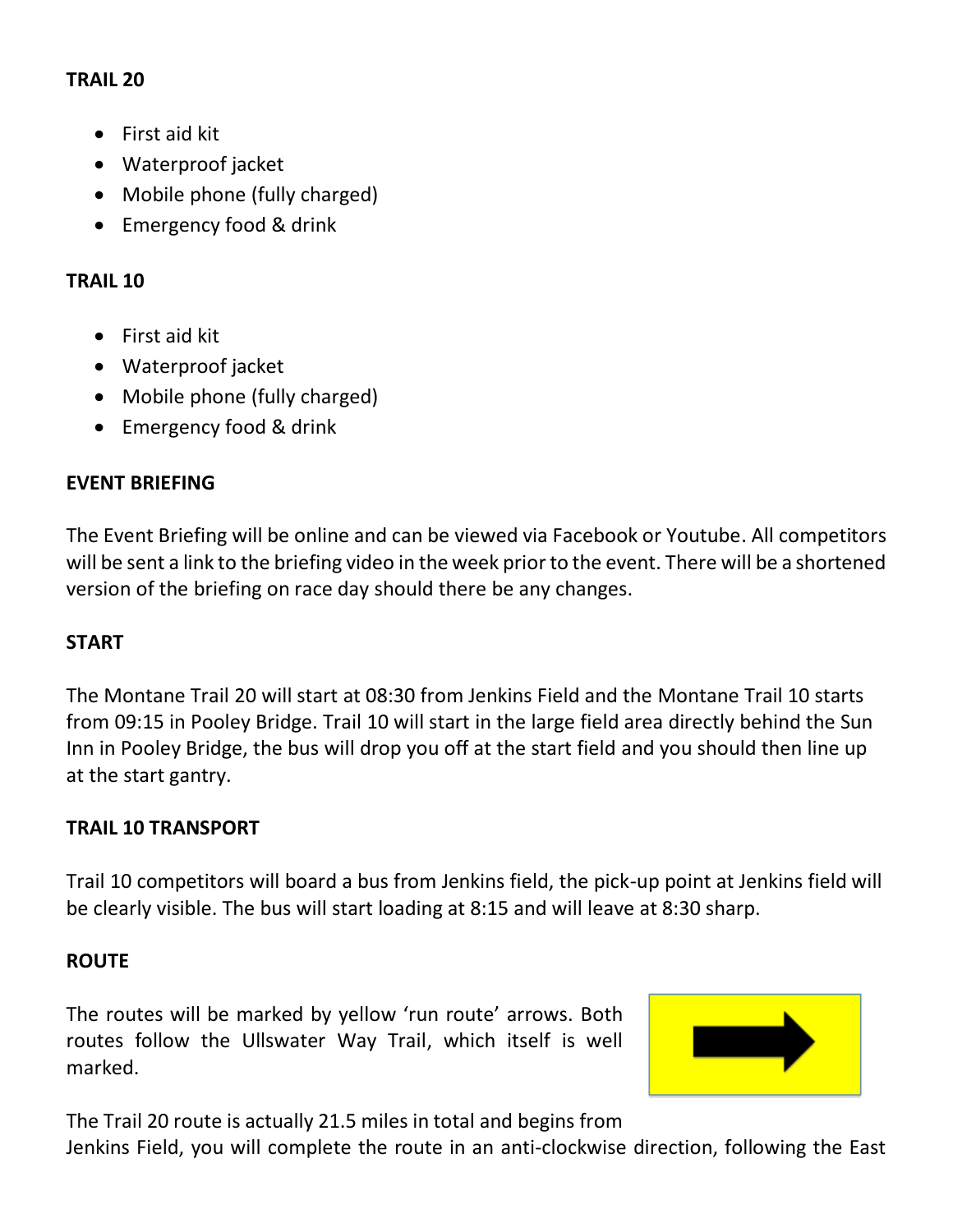**TRAIL 20**

- First aid kit
- Waterproof jacket
- Mobile phone (fully charged)
- Emergency food & drink

**TRAIL 10**

- First aid kit
- Waterproof jacket
- Mobile phone (fully charged)
- Emergency food & drink

**EVENT BRIEFING**

The Event Briefing will be online and can be viewed via Facebook or Youtube. All competitors will be sent a link to the briefing video in the week prior to the event. There will be a shortened version of the briefing on race day should there be any changes.

**START**

The Montane Trail 20 will start at 08:30 from Jenkins Field and the Montane Trail 10 starts from 09:15 in Pooley Bridge. Trail 10 will start in the large field area directly behind the Sun Inn in Pooley Bridge, the bus will drop you off at the start field and you should then line up at the start gantry.

**TRAIL 10 TRANSPORT**

Trail 10 competitors will board a bus from Jenkins field, the pick-up point at Jenkins field will be clearly visible. The bus will start loading at 8:15 and will leave at 8:30 sharp.

**ROUTE**

The routes will be marked by yellow 'run route' arrows. Both routes follow the Ullswater Way Trail, which itself is well marked.

The Trail 20 route is actually 21.5 miles in total and begins from Jenkins Field, you will complete the route in an anti-clockwise direction, following the East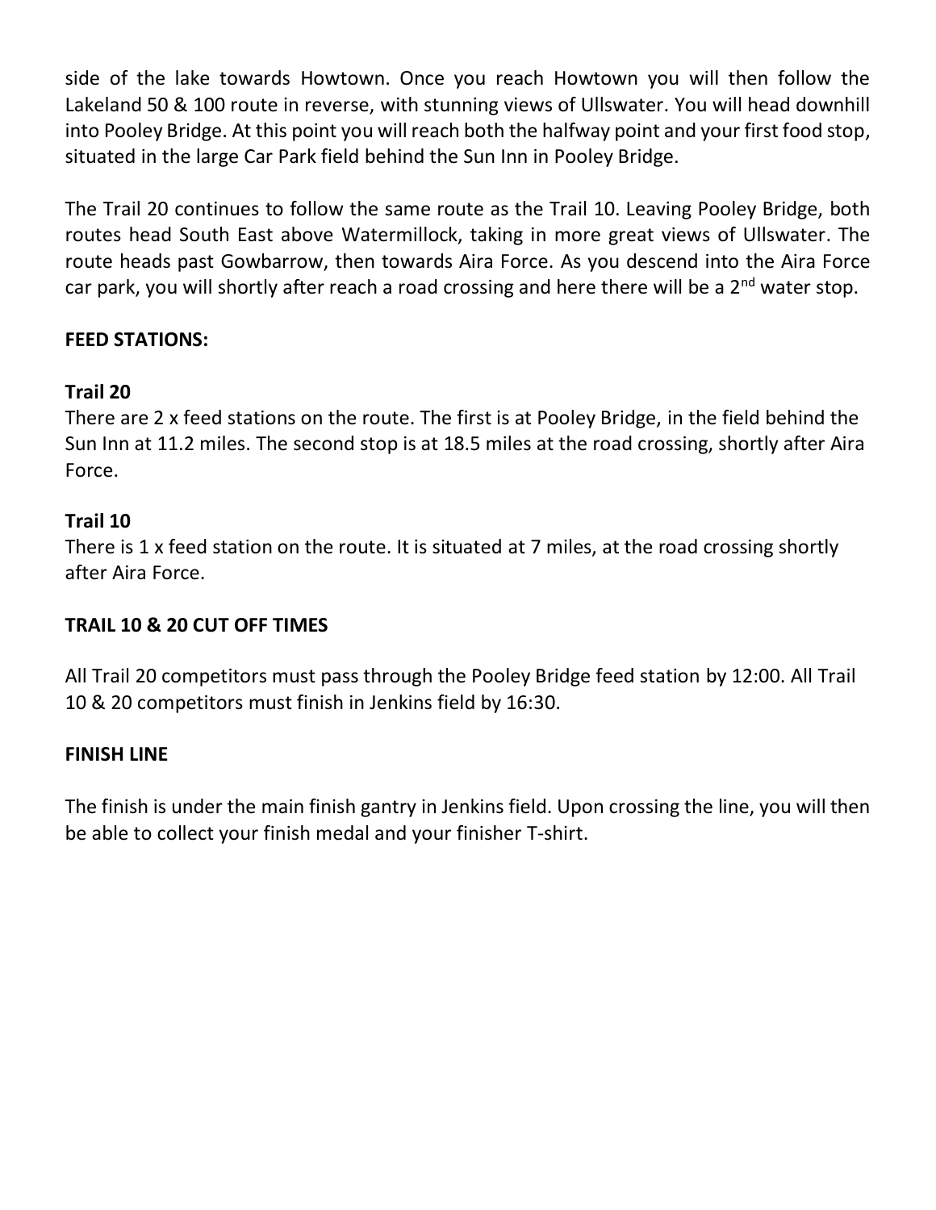side of the lake towards Howtown. Once you reach Howtown you will then follow the Lakeland 50 & 100 route in reverse, with stunning views of Ullswater. You will head downhill into Pooley Bridge. At this point you will reach both the halfway point and your first food stop, situated in the large Car Park field behind the Sun Inn in Pooley Bridge.

The Trail 20 continues to follow the same route as the Trail 10. Leaving Pooley Bridge, both routes head South East above Watermillock, taking in more great views of Ullswater. The route heads past Gowbarrow, then towards Aira Force. As you descend into the Aira Force car park, you will shortly after reach a road crossing and here there will be a 2nd water stop.

**FEED STATIONS:**

**Trail 20**
There are 2 x feed stations on the route. The first is at Pooley Bridge, in the field behind the Sun Inn at 11.2 miles. The second stop is at 18.5 miles at the road crossing, shortly after Aira Force.

**Trail 10**
There is 1 x feed station on the route. It is situated at 7 miles, at the road crossing shortly after Aira Force.

**TRAIL 10 & 20 CUT OFF TIMES**

All Trail 20 competitors must pass through the Pooley Bridge feed station by 12:00. All Trail 10 & 20 competitors must finish in Jenkins field by 16:30.

**FINISH LINE**

The finish is under the main finish gantry in Jenkins field. Upon crossing the line, you will then be able to collect your finish medal and your finisher T-shirt.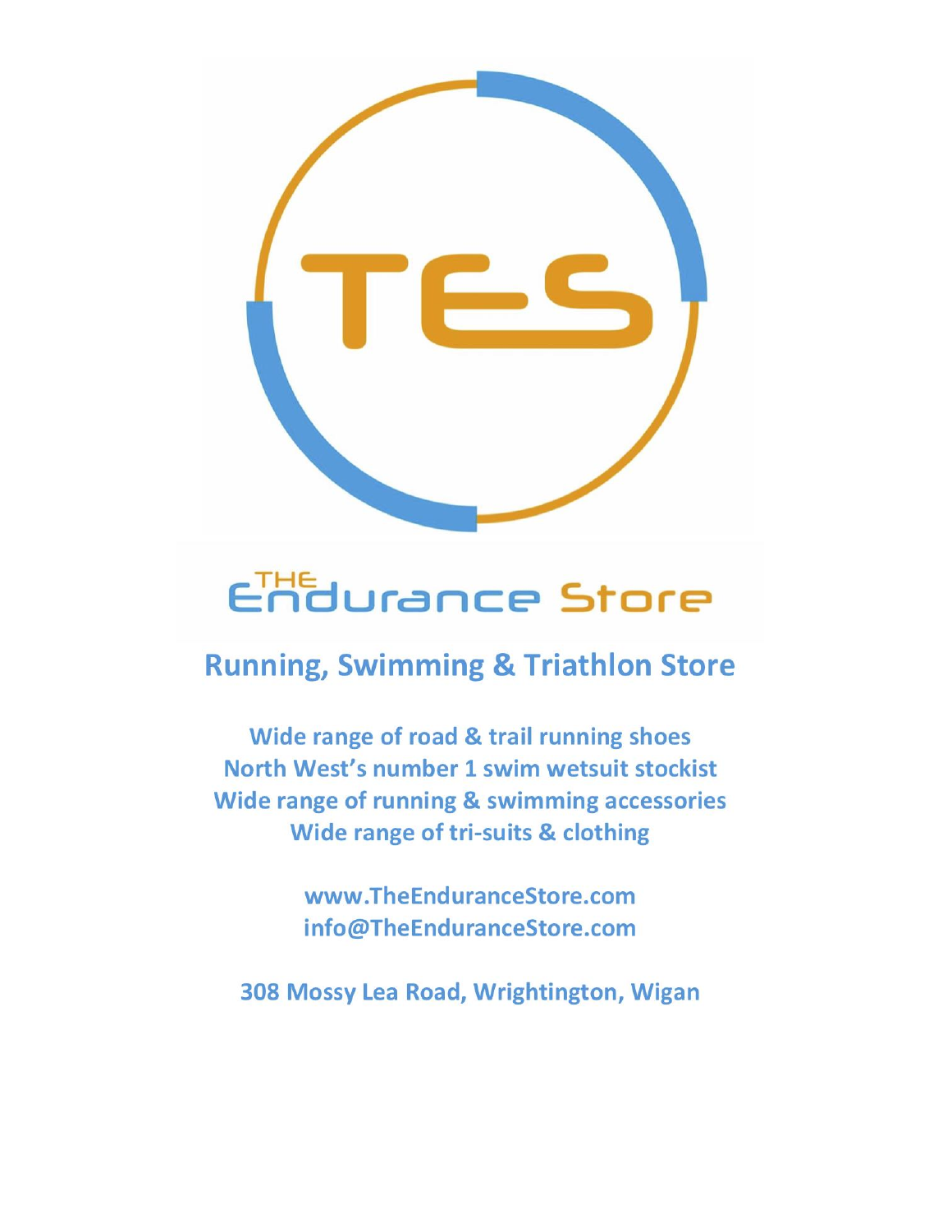# TES

# THE Endurance Store

## Running, Swimming & Triathlon Store

**Wide range of road & trail running shoes**
**North West's number 1 swim wetsuit stockist**
**Wide range of running & swimming accessories**
**Wide range of tri-suits & clothing**

**www.TheEnduranceStore.com**
**info@TheEnduranceStore.com**

**308 Mossy Lea Road, Wrightington, Wigan**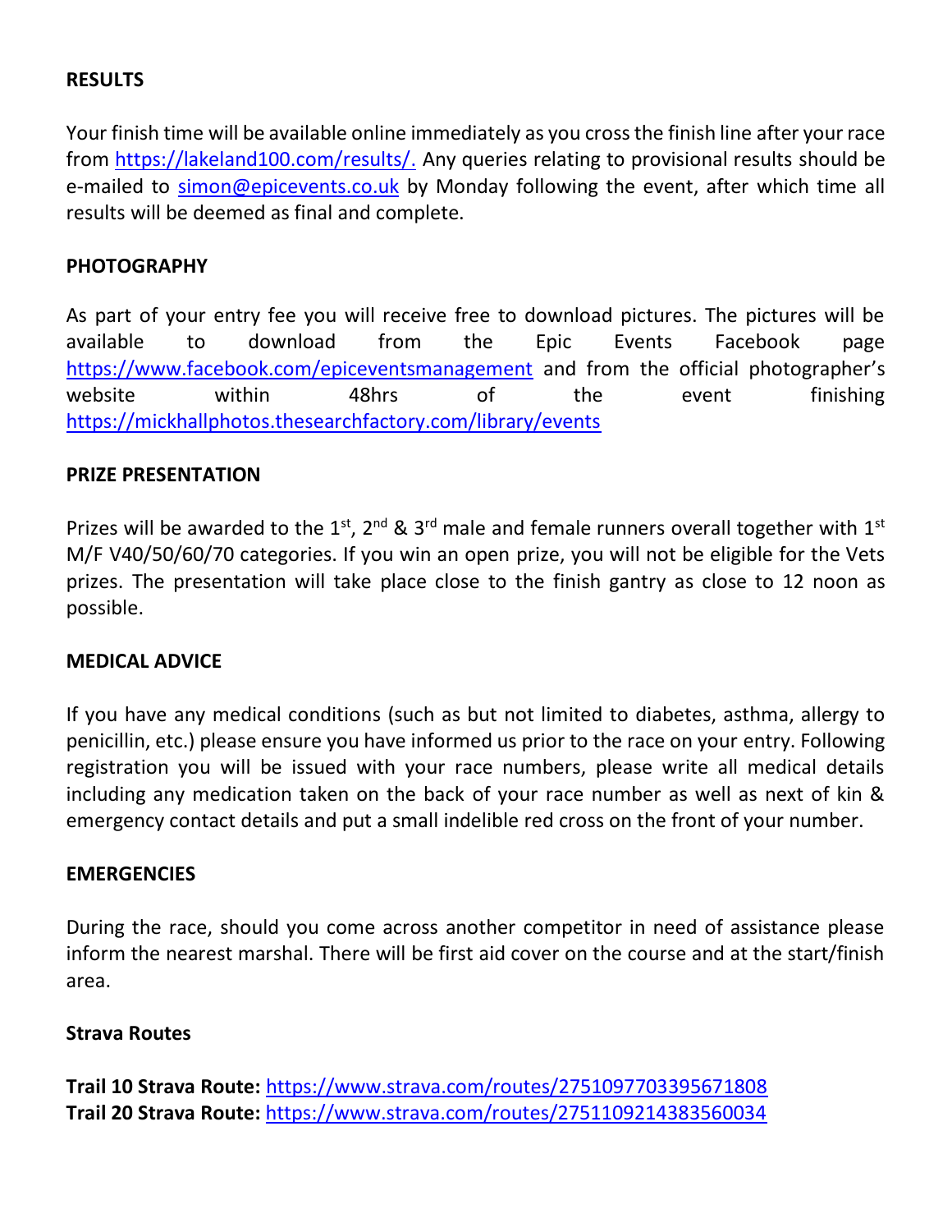**RESULTS**

Your finish time will be available online immediately as you cross the finish line after your race from https://lakeland100.com/results/. Any queries relating to provisional results should be e-mailed to simon@epicevents.co.uk by Monday following the event, after which time all results will be deemed as final and complete.

**PHOTOGRAPHY**

As part of your entry fee you will receive free to download pictures. The pictures will be available to download from the Epic Events Facebook page https://www.facebook.com/epiceventsmanagement and from the official photographer's website within 48hrs of the event finishing https://mickhallphotos.thesearchfactory.com/library/events

**PRIZE PRESENTATION**

Prizes will be awarded to the 1st, 2nd & 3rd male and female runners overall together with 1st M/F V40/50/60/70 categories. If you win an open prize, you will not be eligible for the Vets prizes. The presentation will take place close to the finish gantry as close to 12 noon as possible.

**MEDICAL ADVICE**

If you have any medical conditions (such as but not limited to diabetes, asthma, allergy to penicillin, etc.) please ensure you have informed us prior to the race on your entry. Following registration you will be issued with your race numbers, please write all medical details including any medication taken on the back of your race number as well as next of kin & emergency contact details and put a small indelible red cross on the front of your number.

**EMERGENCIES**

During the race, should you come across another competitor in need of assistance please inform the nearest marshal. There will be first aid cover on the course and at the start/finish area.

**Strava Routes**

**Trail 10 Strava Route:** https://www.strava.com/routes/2751097703395671808
**Trail 20 Strava Route:** https://www.strava.com/routes/2751109214383560034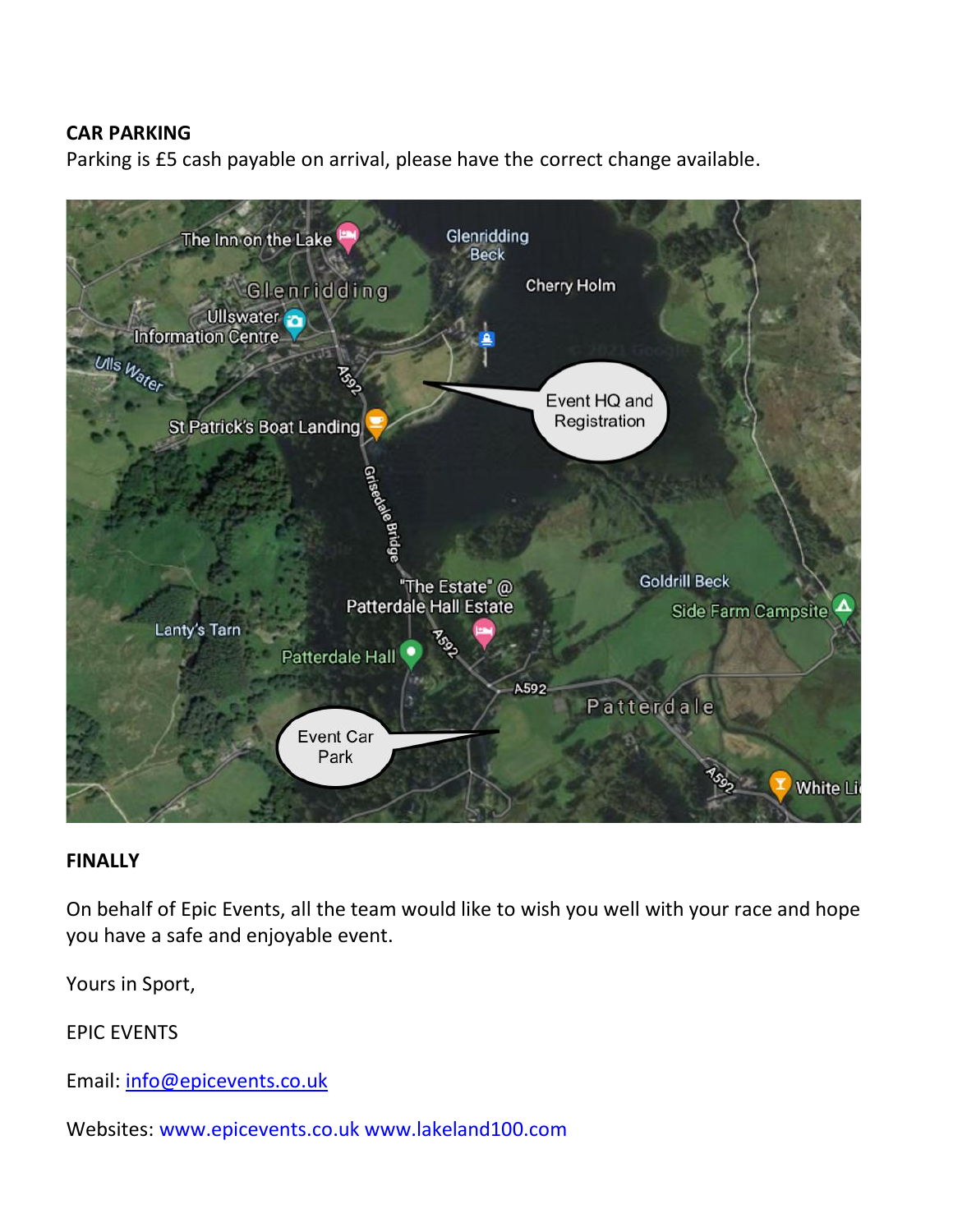**CAR PARKING**

Parking is £5 cash payable on arrival, please have the correct change available.

**FINALLY**

On behalf of Epic Events, all the team would like to wish you well with your race and hope you have a safe and enjoyable event.

Yours in Sport,

EPIC EVENTS

Email: [info@epicevents.co.uk](mailto:info@epicevents.co.uk)

Websites: [www.epicevents.co.uk](http://www.epicevents.co.uk) [www.lakeland100.com](http://www.lakeland100.com)